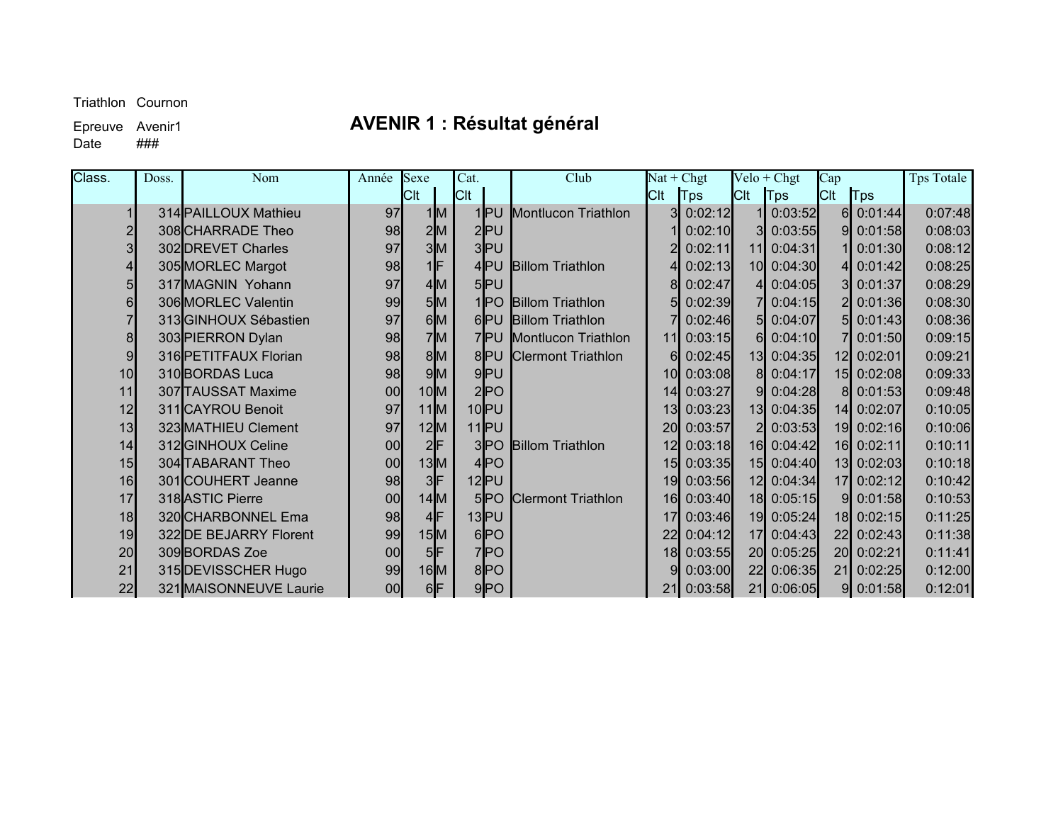Triathlon Cournon

Epreuve Avenir1

Date ###

# AVENIR 1 : Résultat général

| Class. | Doss. | Nom | Année | Sexe | | Cat. | | Club | Nat + Chgt | | Velo + Chgt | | Cap | | Tps Totale |
|---|---|---|---|---|---|---|---|---|---|---|---|---|---|---|---|
| | | | | Clt | | Clt | | | Clt | Tps | Clt | Tps | Clt | Tps | |
| 1 | 314 | PAILLOUX Mathieu | 97 | 1 | M | 1 | PU | Montlucon Triathlon | 3 | 0:02:12 | 1 | 0:03:52 | 6 | 0:01:44 | 0:07:48 |
| 2 | 308 | CHARRADE Theo | 98 | 2 | M | 2 | PU | | 1 | 0:02:10 | 3 | 0:03:55 | 9 | 0:01:58 | 0:08:03 |
| 3 | 302 | DREVET Charles | 97 | 3 | M | 3 | PU | | 2 | 0:02:11 | 11 | 0:04:31 | 1 | 0:01:30 | 0:08:12 |
| 4 | 305 | MORLEC Margot | 98 | 1 | F | 4 | PU | Billom Triathlon | 4 | 0:02:13 | 10 | 0:04:30 | 4 | 0:01:42 | 0:08:25 |
| 5 | 317 | MAGNIN Yohann | 97 | 4 | M | 5 | PU | | 8 | 0:02:47 | 4 | 0:04:05 | 3 | 0:01:37 | 0:08:29 |
| 6 | 306 | MORLEC Valentin | 99 | 5 | M | 1 | PO | Billom Triathlon | 5 | 0:02:39 | 7 | 0:04:15 | 2 | 0:01:36 | 0:08:30 |
| 7 | 313 | GINHOUX Sébastien | 97 | 6 | M | 6 | PU | Billom Triathlon | 7 | 0:02:46 | 5 | 0:04:07 | 5 | 0:01:43 | 0:08:36 |
| 8 | 303 | PIERRON Dylan | 98 | 7 | M | 7 | PU | Montlucon Triathlon | 11 | 0:03:15 | 6 | 0:04:10 | 7 | 0:01:50 | 0:09:15 |
| 9 | 316 | PETITFAUX Florian | 98 | 8 | M | 8 | PU | Clermont Triathlon | 6 | 0:02:45 | 13 | 0:04:35 | 12 | 0:02:01 | 0:09:21 |
| 10 | 310 | BORDAS Luca | 98 | 9 | M | 9 | PU | | 10 | 0:03:08 | 8 | 0:04:17 | 15 | 0:02:08 | 0:09:33 |
| 11 | 307 | TAUSSAT Maxime | 00 | 10 | M | 2 | PO | | 14 | 0:03:27 | 9 | 0:04:28 | 8 | 0:01:53 | 0:09:48 |
| 12 | 311 | CAYROU Benoit | 97 | 11 | M | 10 | PU | | 13 | 0:03:23 | 13 | 0:04:35 | 14 | 0:02:07 | 0:10:05 |
| 13 | 323 | MATHIEU Clement | 97 | 12 | M | 11 | PU | | 20 | 0:03:57 | 2 | 0:03:53 | 19 | 0:02:16 | 0:10:06 |
| 14 | 312 | GINHOUX Celine | 00 | 2 | F | 3 | PO | Billom Triathlon | 12 | 0:03:18 | 16 | 0:04:42 | 16 | 0:02:11 | 0:10:11 |
| 15 | 304 | TABARANT Theo | 00 | 13 | M | 4 | PO | | 15 | 0:03:35 | 15 | 0:04:40 | 13 | 0:02:03 | 0:10:18 |
| 16 | 301 | COUHERT Jeanne | 98 | 3 | F | 12 | PU | | 19 | 0:03:56 | 12 | 0:04:34 | 17 | 0:02:12 | 0:10:42 |
| 17 | 318 | ASTIC Pierre | 00 | 14 | M | 5 | PO | Clermont Triathlon | 16 | 0:03:40 | 18 | 0:05:15 | 9 | 0:01:58 | 0:10:53 |
| 18 | 320 | CHARBONNEL Ema | 98 | 4 | F | 13 | PU | | 17 | 0:03:46 | 19 | 0:05:24 | 18 | 0:02:15 | 0:11:25 |
| 19 | 322 | DE BEJARRY Florent | 99 | 15 | M | 6 | PO | | 22 | 0:04:12 | 17 | 0:04:43 | 22 | 0:02:43 | 0:11:38 |
| 20 | 309 | BORDAS Zoe | 00 | 5 | F | 7 | PO | | 18 | 0:03:55 | 20 | 0:05:25 | 20 | 0:02:21 | 0:11:41 |
| 21 | 315 | DEVISSCHER Hugo | 99 | 16 | M | 8 | PO | | 9 | 0:03:00 | 22 | 0:06:35 | 21 | 0:02:25 | 0:12:00 |
| 22 | 321 | MAISONNEUVE Laurie | 00 | 6 | F | 9 | PO | | 21 | 0:03:58 | 21 | 0:06:05 | 9 | 0:01:58 | 0:12:01 |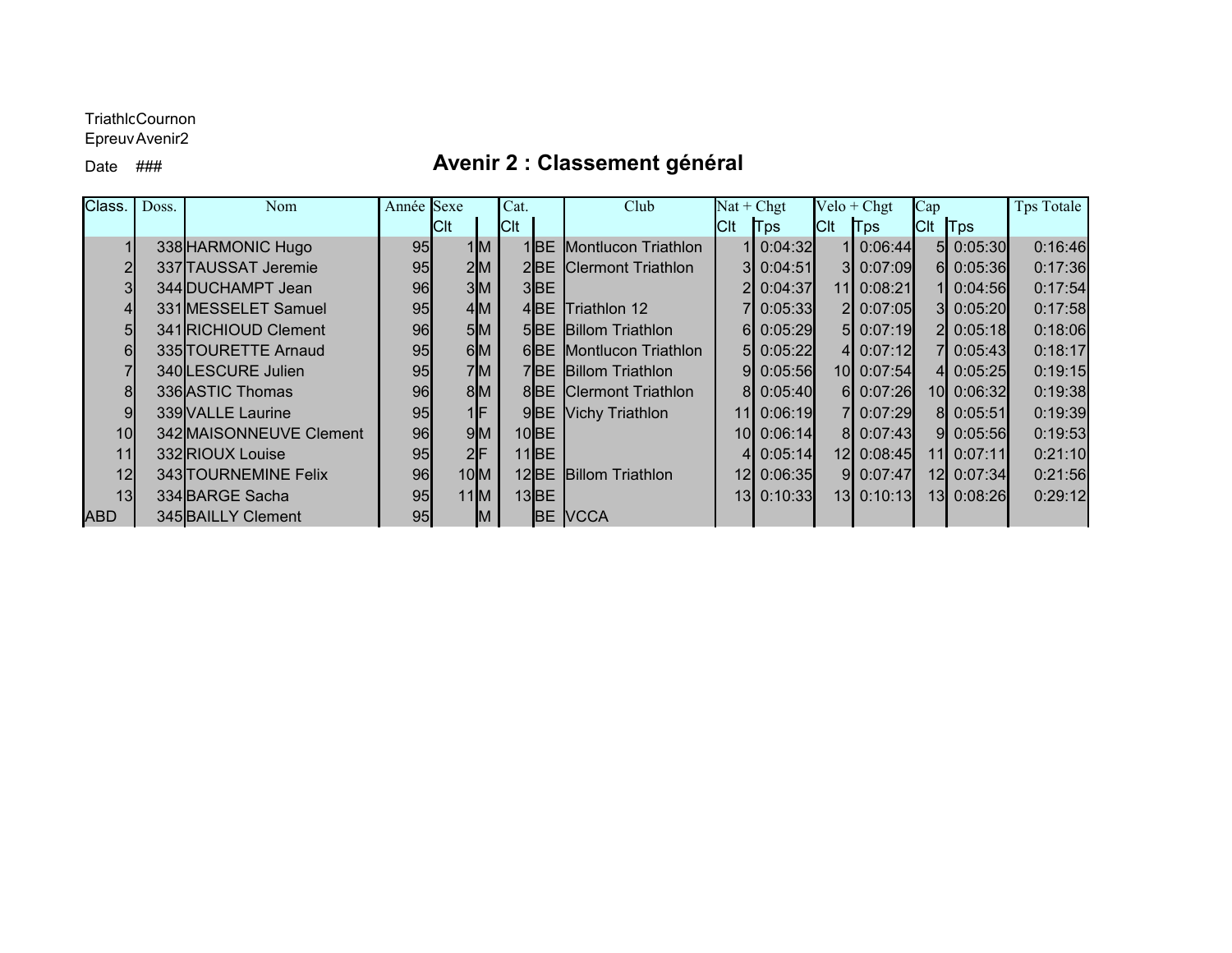TriathlcCournon
EpreuvAvenir2
Date ###

# Avenir 2 : Classement général

| Class. | Doss. | Nom | Année | Sexe | | Cat. | | Club | Nat + Chgt | | Velo + Chgt | | Cap | | Tps Totale |
|---|---|---|---|---|---|---|---|---|---|---|---|---|---|---|---|
| | | | | Clt | | Clt | | | Clt | Tps | Clt | Tps | Clt | Tps | |
| 1 | 338 | HARMONIC Hugo | 95 | 1 | M | 1 | BE | Montlucon Triathlon | 1 | 0:04:32 | 1 | 0:06:44 | 5 | 0:05:30 | 0:16:46 |
| 2 | 337 | TAUSSAT Jeremie | 95 | 2 | M | 2 | BE | Clermont Triathlon | 3 | 0:04:51 | 3 | 0:07:09 | 6 | 0:05:36 | 0:17:36 |
| 3 | 344 | DUCHAMPT Jean | 96 | 3 | M | 3 | BE | | 2 | 0:04:37 | 11 | 0:08:21 | 1 | 0:04:56 | 0:17:54 |
| 4 | 331 | MESSELET Samuel | 95 | 4 | M | 4 | BE | Triathlon 12 | 7 | 0:05:33 | 2 | 0:07:05 | 3 | 0:05:20 | 0:17:58 |
| 5 | 341 | RICHIOUD Clement | 96 | 5 | M | 5 | BE | Billom Triathlon | 6 | 0:05:29 | 5 | 0:07:19 | 2 | 0:05:18 | 0:18:06 |
| 6 | 335 | TOURETTE Arnaud | 95 | 6 | M | 6 | BE | Montlucon Triathlon | 5 | 0:05:22 | 4 | 0:07:12 | 7 | 0:05:43 | 0:18:17 |
| 7 | 340 | LESCURE Julien | 95 | 7 | M | 7 | BE | Billom Triathlon | 9 | 0:05:56 | 10 | 0:07:54 | 4 | 0:05:25 | 0:19:15 |
| 8 | 336 | ASTIC Thomas | 96 | 8 | M | 8 | BE | Clermont Triathlon | 8 | 0:05:40 | 6 | 0:07:26 | 10 | 0:06:32 | 0:19:38 |
| 9 | 339 | VALLE Laurine | 95 | 1 | F | 9 | BE | Vichy Triathlon | 11 | 0:06:19 | 7 | 0:07:29 | 8 | 0:05:51 | 0:19:39 |
| 10 | 342 | MAISONNEUVE Clement | 96 | 9 | M | 10 | BE | | 10 | 0:06:14 | 8 | 0:07:43 | 9 | 0:05:56 | 0:19:53 |
| 11 | 332 | RIOUX Louise | 95 | 2 | F | 11 | BE | | 4 | 0:05:14 | 12 | 0:08:45 | 11 | 0:07:11 | 0:21:10 |
| 12 | 343 | TOURNEMINE Felix | 96 | 10 | M | 12 | BE | Billom Triathlon | 12 | 0:06:35 | 9 | 0:07:47 | 12 | 0:07:34 | 0:21:56 |
| 13 | 334 | BARGE Sacha | 95 | 11 | M | 13 | BE | | 13 | 0:10:33 | 13 | 0:10:13 | 13 | 0:08:26 | 0:29:12 |
| ABD | 345 | BAILLY Clement | 95 | | M | | BE | VCCA | | | | | | | |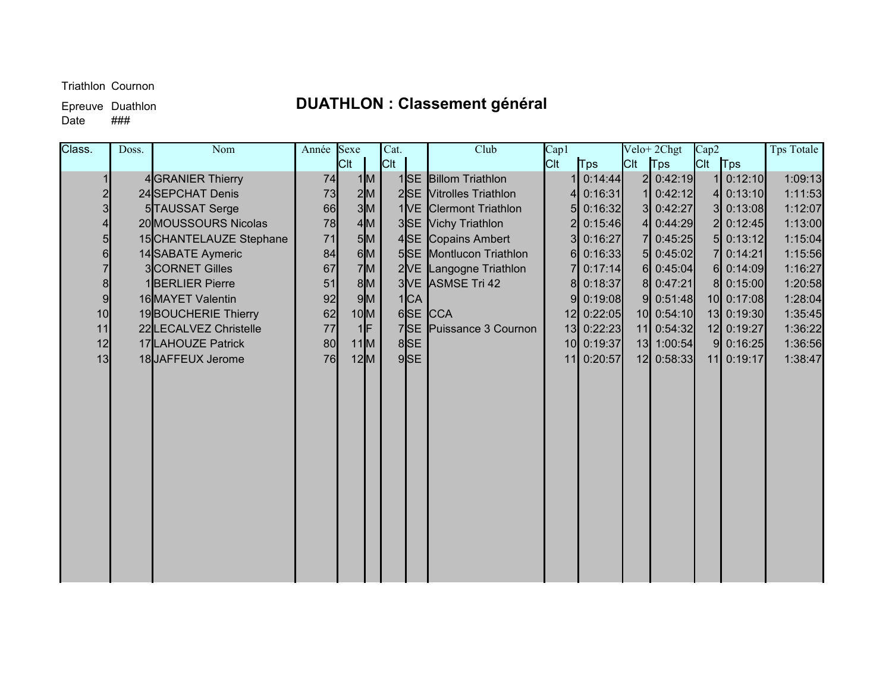Triathlon Cournon

Epreuve Duathlon

Date ###

# DUATHLON : Classement général

| Class. | Doss. | Nom | Année | Sexe | | Cat. | | Club | Cap1 | | Velo+ 2Chgt | | Cap2 | | Tps Totale |
|---|---|---|---|---|---|---|---|---|---|---|---|---|---|---|---|
| | | | | Clt | | Clt | | | Clt | Tps | Clt | Tps | Clt | Tps | |
| 1 | 4 | GRANIER Thierry | 74 | 1 | M | 1 | SE | Billom Triathlon | 1 | 0:14:44 | 2 | 0:42:19 | 1 | 0:12:10 | 1:09:13 |
| 2 | 24 | SEPCHAT Denis | 73 | 2 | M | 2 | SE | Vitrolles Triathlon | 4 | 0:16:31 | 1 | 0:42:12 | 4 | 0:13:10 | 1:11:53 |
| 3 | 5 | TAUSSAT Serge | 66 | 3 | M | 1 | VE | Clermont Triathlon | 5 | 0:16:32 | 3 | 0:42:27 | 3 | 0:13:08 | 1:12:07 |
| 4 | 20 | MOUSSOURS Nicolas | 78 | 4 | M | 3 | SE | Vichy Triathlon | 2 | 0:15:46 | 4 | 0:44:29 | 2 | 0:12:45 | 1:13:00 |
| 5 | 15 | CHANTELAUZE Stephane | 71 | 5 | M | 4 | SE | Copains Ambert | 3 | 0:16:27 | 7 | 0:45:25 | 5 | 0:13:12 | 1:15:04 |
| 6 | 14 | SABATE Aymeric | 84 | 6 | M | 5 | SE | Montlucon Triathlon | 6 | 0:16:33 | 5 | 0:45:02 | 7 | 0:14:21 | 1:15:56 |
| 7 | 3 | CORNET Gilles | 67 | 7 | M | 2 | VE | Langogne Triathlon | 7 | 0:17:14 | 6 | 0:45:04 | 6 | 0:14:09 | 1:16:27 |
| 8 | 1 | BERLIER Pierre | 51 | 8 | M | 3 | VE | ASMSE Tri 42 | 8 | 0:18:37 | 8 | 0:47:21 | 8 | 0:15:00 | 1:20:58 |
| 9 | 16 | MAYET Valentin | 92 | 9 | M | 1 | CA | | 9 | 0:19:08 | 9 | 0:51:48 | 10 | 0:17:08 | 1:28:04 |
| 10 | 19 | BOUCHERIE Thierry | 62 | 10 | M | 6 | SE | CCA | 12 | 0:22:05 | 10 | 0:54:10 | 13 | 0:19:30 | 1:35:45 |
| 11 | 22 | LECALVEZ Christelle | 77 | 1 | F | 7 | SE | Puissance 3 Cournon | 13 | 0:22:23 | 11 | 0:54:32 | 12 | 0:19:27 | 1:36:22 |
| 12 | 17 | LAHOUZE Patrick | 80 | 11 | M | 8 | SE | | 10 | 0:19:37 | 13 | 1:00:54 | 9 | 0:16:25 | 1:36:56 |
| 13 | 18 | JAFFEUX Jerome | 76 | 12 | M | 9 | SE | | 11 | 0:20:57 | 12 | 0:58:33 | 11 | 0:19:17 | 1:38:47 |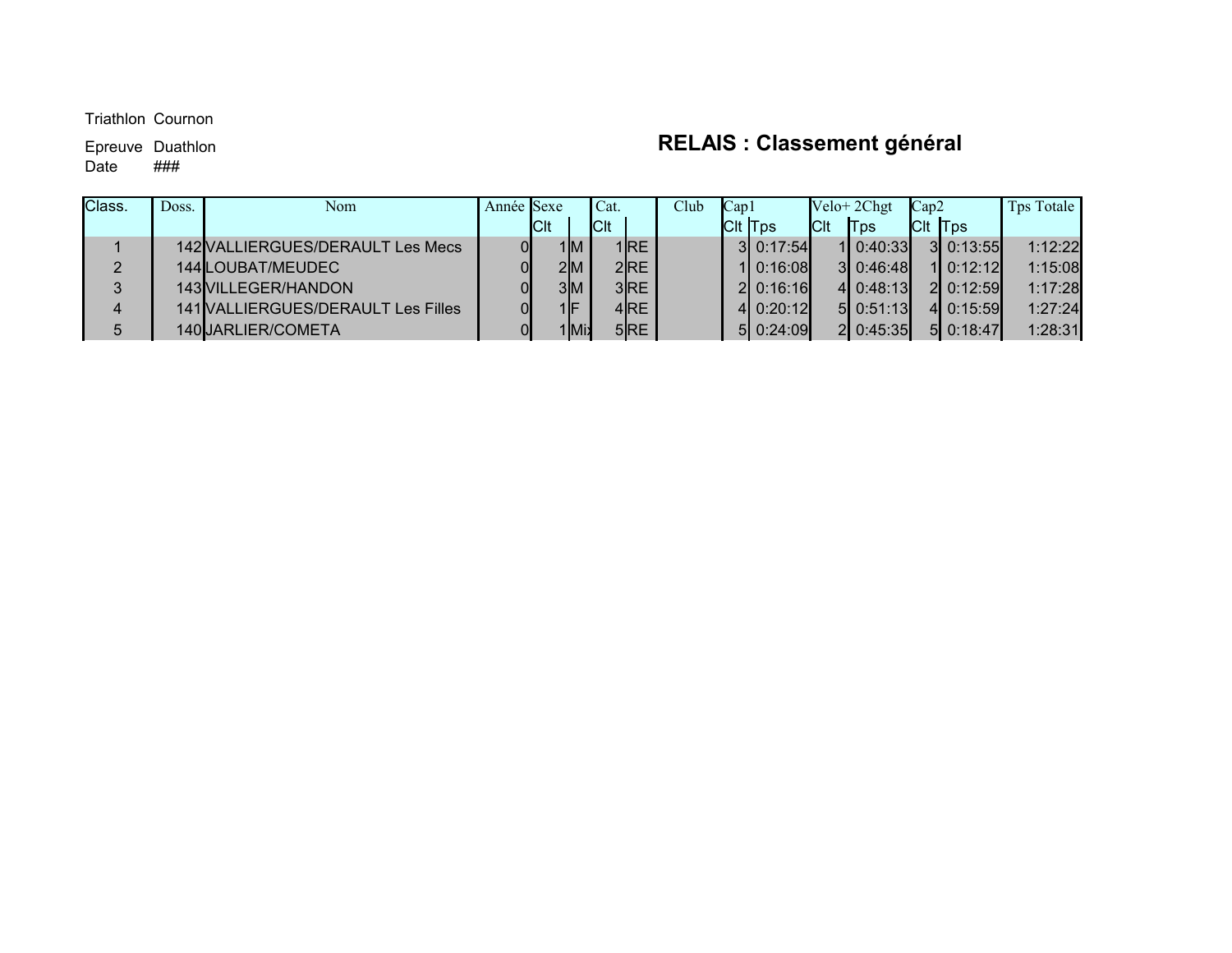Triathlon Cournon

Epreuve Duathlon
Date ###

# RELAIS : Classement général

| Class. | Doss. | Nom | Année | Sexe | | Cat. | | Club | Cap1 | | Velo+ 2Chgt | | Cap2 | | Tps Totale |
|---|---|---|---|---|---|---|---|---|---|---|---|---|---|---|---|
| | | | | Clt | | Clt | | | Clt | Tps | Clt | Tps | Clt | Tps | |
| 1 | 142 | VALLIERGUES/DERAULT Les Mecs | 0 | 1 | M | 1 | RE | | 3 | 0:17:54 | 1 | 0:40:33 | 3 | 0:13:55 | 1:12:22 |
| 2 | 144 | LOUBAT/MEUDEC | 0 | 2 | M | 2 | RE | | 1 | 0:16:08 | 3 | 0:46:48 | 1 | 0:12:12 | 1:15:08 |
| 3 | 143 | VILLEGER/HANDON | 0 | 3 | M | 3 | RE | | 2 | 0:16:16 | 4 | 0:48:13 | 2 | 0:12:59 | 1:17:28 |
| 4 | 141 | VALLIERGUES/DERAULT Les Filles | 0 | 1 | F | 4 | RE | | 4 | 0:20:12 | 5 | 0:51:13 | 4 | 0:15:59 | 1:27:24 |
| 5 | 140 | JARLIER/COMETA | 0 | 1 | Mix | 5 | RE | | 5 | 0:24:09 | 2 | 0:45:35 | 5 | 0:18:47 | 1:28:31 |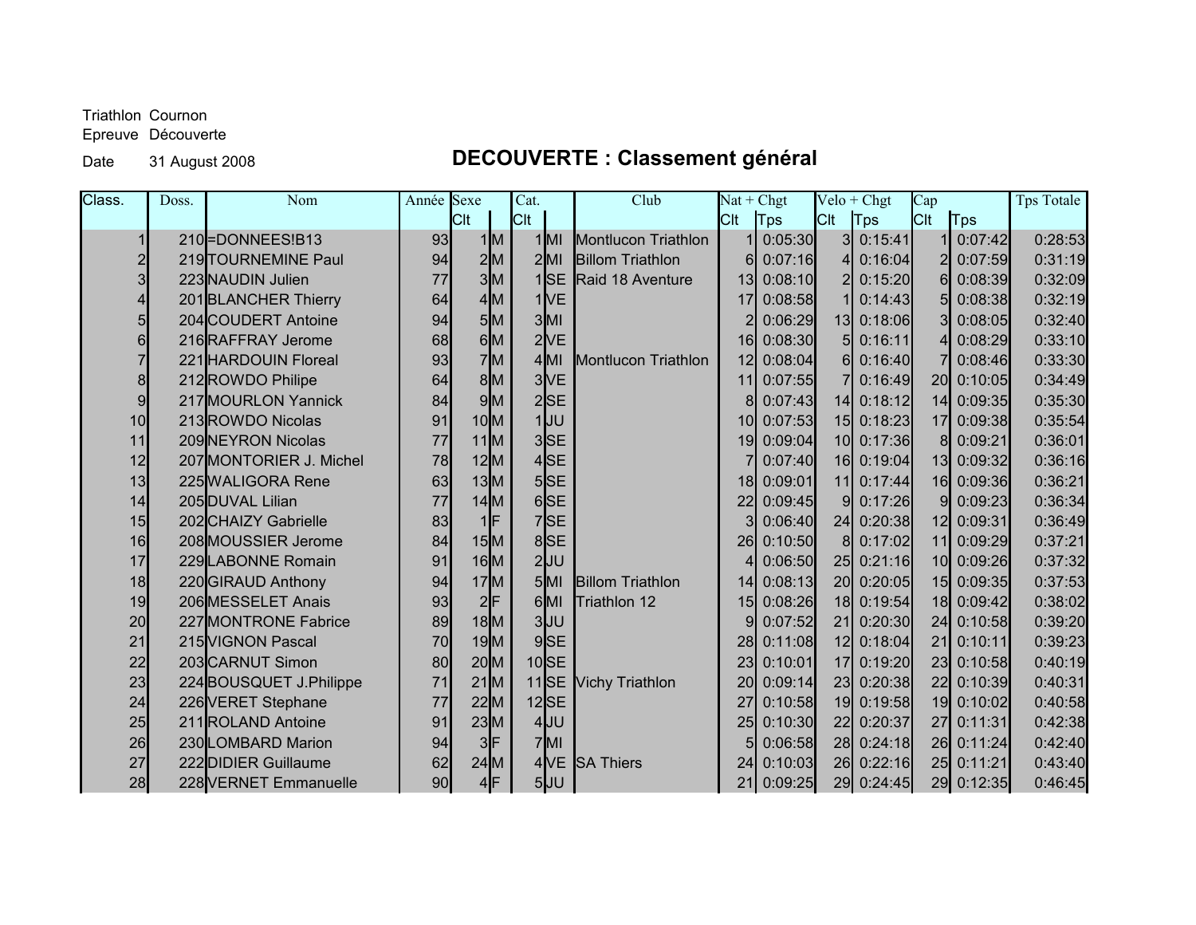Triathlon Cournon
Epreuve Découverte
Date 31 August 2008

# DECOUVERTE : Classement général

| Class. | Doss. | Nom | Année | Sexe | | Cat. | | Club | Nat + Chgt | | Velo + Chgt | | Cap | | Tps Totale |
|---|---|---|---|---|---|---|---|---|---|---|---|---|---|---|---|
| | | | | Clt | | Clt | | | Clt | Tps | Clt | Tps | Clt | Tps | |
| 1 | 210 | =DONNEES!B13 | 93 | 1 | M | 1 | MI | Montlucon Triathlon | 1 | 0:05:30 | 3 | 0:15:41 | 1 | 0:07:42 | 0:28:53 |
| 2 | 219 | TOURNEMINE Paul | 94 | 2 | M | 2 | MI | Billom Triathlon | 6 | 0:07:16 | 4 | 0:16:04 | 2 | 0:07:59 | 0:31:19 |
| 3 | 223 | NAUDIN Julien | 77 | 3 | M | 1 | SE | Raid 18 Aventure | 13 | 0:08:10 | 2 | 0:15:20 | 6 | 0:08:39 | 0:32:09 |
| 4 | 201 | BLANCHER Thierry | 64 | 4 | M | 1 | VE | | 17 | 0:08:58 | 1 | 0:14:43 | 5 | 0:08:38 | 0:32:19 |
| 5 | 204 | COUDERT Antoine | 94 | 5 | M | 3 | MI | | 2 | 0:06:29 | 13 | 0:18:06 | 3 | 0:08:05 | 0:32:40 |
| 6 | 216 | RAFFRAY Jerome | 68 | 6 | M | 2 | VE | | 16 | 0:08:30 | 5 | 0:16:11 | 4 | 0:08:29 | 0:33:10 |
| 7 | 221 | HARDOUIN Floreal | 93 | 7 | M | 4 | MI | Montlucon Triathlon | 12 | 0:08:04 | 6 | 0:16:40 | 7 | 0:08:46 | 0:33:30 |
| 8 | 212 | ROWDO Philipe | 64 | 8 | M | 3 | VE | | 11 | 0:07:55 | 7 | 0:16:49 | 20 | 0:10:05 | 0:34:49 |
| 9 | 217 | MOURLON Yannick | 84 | 9 | M | 2 | SE | | 8 | 0:07:43 | 14 | 0:18:12 | 14 | 0:09:35 | 0:35:30 |
| 10 | 213 | ROWDO Nicolas | 91 | 10 | M | 1 | JU | | 10 | 0:07:53 | 15 | 0:18:23 | 17 | 0:09:38 | 0:35:54 |
| 11 | 209 | NEYRON Nicolas | 77 | 11 | M | 3 | SE | | 19 | 0:09:04 | 10 | 0:17:36 | 8 | 0:09:21 | 0:36:01 |
| 12 | 207 | MONTORIER J. Michel | 78 | 12 | M | 4 | SE | | 7 | 0:07:40 | 16 | 0:19:04 | 13 | 0:09:32 | 0:36:16 |
| 13 | 225 | WALIGORA Rene | 63 | 13 | M | 5 | SE | | 18 | 0:09:01 | 11 | 0:17:44 | 16 | 0:09:36 | 0:36:21 |
| 14 | 205 | DUVAL Lilian | 77 | 14 | M | 6 | SE | | 22 | 0:09:45 | 9 | 0:17:26 | 9 | 0:09:23 | 0:36:34 |
| 15 | 202 | CHAIZY Gabrielle | 83 | 1 | F | 7 | SE | | 3 | 0:06:40 | 24 | 0:20:38 | 12 | 0:09:31 | 0:36:49 |
| 16 | 208 | MOUSSIER Jerome | 84 | 15 | M | 8 | SE | | 26 | 0:10:50 | 8 | 0:17:02 | 11 | 0:09:29 | 0:37:21 |
| 17 | 229 | LABONNE Romain | 91 | 16 | M | 2 | JU | | 4 | 0:06:50 | 25 | 0:21:16 | 10 | 0:09:26 | 0:37:32 |
| 18 | 220 | GIRAUD Anthony | 94 | 17 | M | 5 | MI | Billom Triathlon | 14 | 0:08:13 | 20 | 0:20:05 | 15 | 0:09:35 | 0:37:53 |
| 19 | 206 | MESSELET Anais | 93 | 2 | F | 6 | MI | Triathlon 12 | 15 | 0:08:26 | 18 | 0:19:54 | 18 | 0:09:42 | 0:38:02 |
| 20 | 227 | MONTRONE Fabrice | 89 | 18 | M | 3 | JU | | 9 | 0:07:52 | 21 | 0:20:30 | 24 | 0:10:58 | 0:39:20 |
| 21 | 215 | VIGNON Pascal | 70 | 19 | M | 9 | SE | | 28 | 0:11:08 | 12 | 0:18:04 | 21 | 0:10:11 | 0:39:23 |
| 22 | 203 | CARNUT Simon | 80 | 20 | M | 10 | SE | | 23 | 0:10:01 | 17 | 0:19:20 | 23 | 0:10:58 | 0:40:19 |
| 23 | 224 | BOUSQUET J.Philippe | 71 | 21 | M | 11 | SE | Vichy Triathlon | 20 | 0:09:14 | 23 | 0:20:38 | 22 | 0:10:39 | 0:40:31 |
| 24 | 226 | VERET Stephane | 77 | 22 | M | 12 | SE | | 27 | 0:10:58 | 19 | 0:19:58 | 19 | 0:10:02 | 0:40:58 |
| 25 | 211 | ROLAND Antoine | 91 | 23 | M | 4 | JU | | 25 | 0:10:30 | 22 | 0:20:37 | 27 | 0:11:31 | 0:42:38 |
| 26 | 230 | LOMBARD Marion | 94 | 3 | F | 7 | MI | | 5 | 0:06:58 | 28 | 0:24:18 | 26 | 0:11:24 | 0:42:40 |
| 27 | 222 | DIDIER Guillaume | 62 | 24 | M | 4 | VE | SA Thiers | 24 | 0:10:03 | 26 | 0:22:16 | 25 | 0:11:21 | 0:43:40 |
| 28 | 228 | VERNET Emmanuelle | 90 | 4 | F | 5 | JU | | 21 | 0:09:25 | 29 | 0:24:45 | 29 | 0:12:35 | 0:46:45 |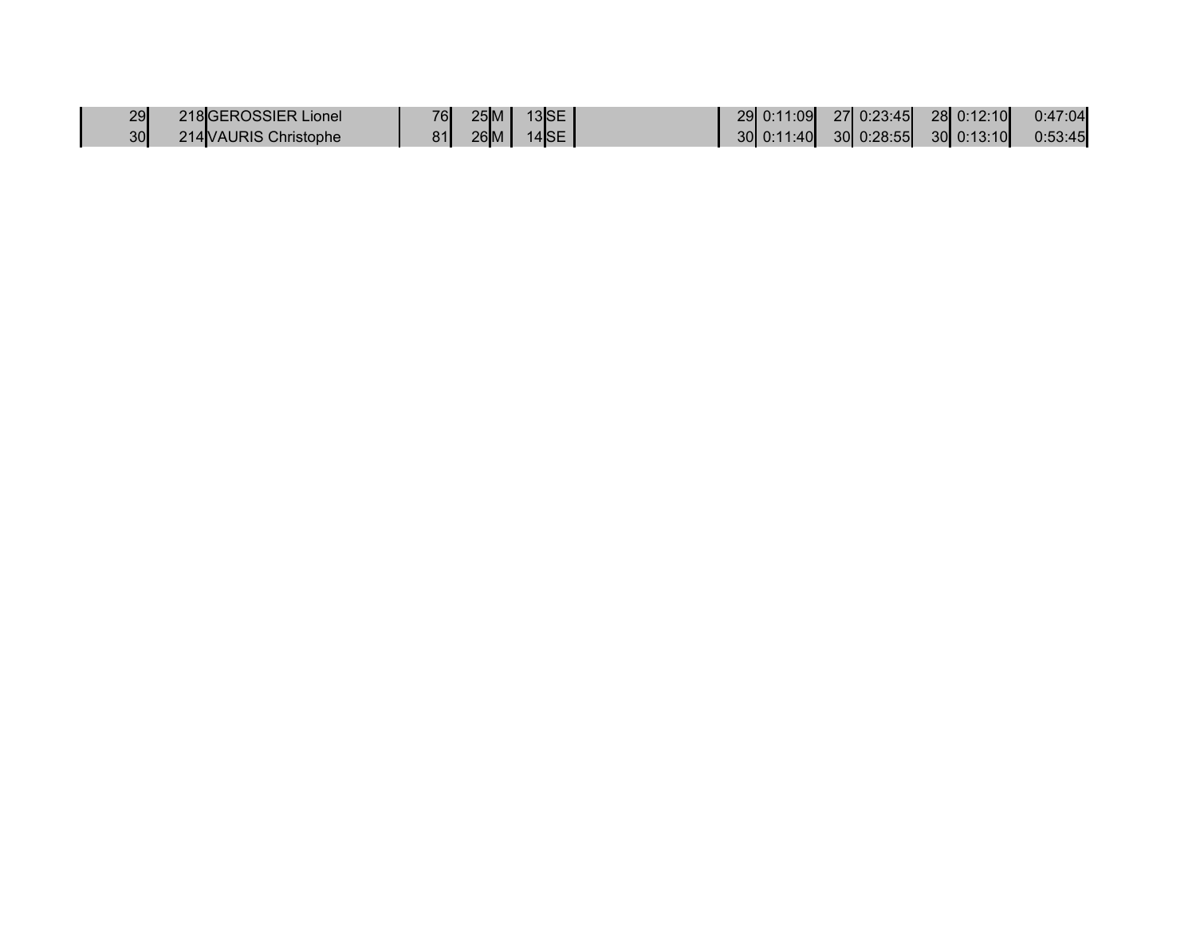| | | | | | | | | | | | | | | |
|---|---|---|---|---|---|---|---|---|---|---|---|---|---|---|
| 29 | 218 | GEROSSIER Lionel | 76 | 25 | M | 13 | SE | | 29 | 0:11:09 | 27 | 0:23:45 | 28 | 0:12:10 | 0:47:04 |
| 30 | 214 | VAURIS Christophe | 81 | 26 | M | 14 | SE | | 30 | 0:11:40 | 30 | 0:28:55 | 30 | 0:13:10 | 0:53:45 |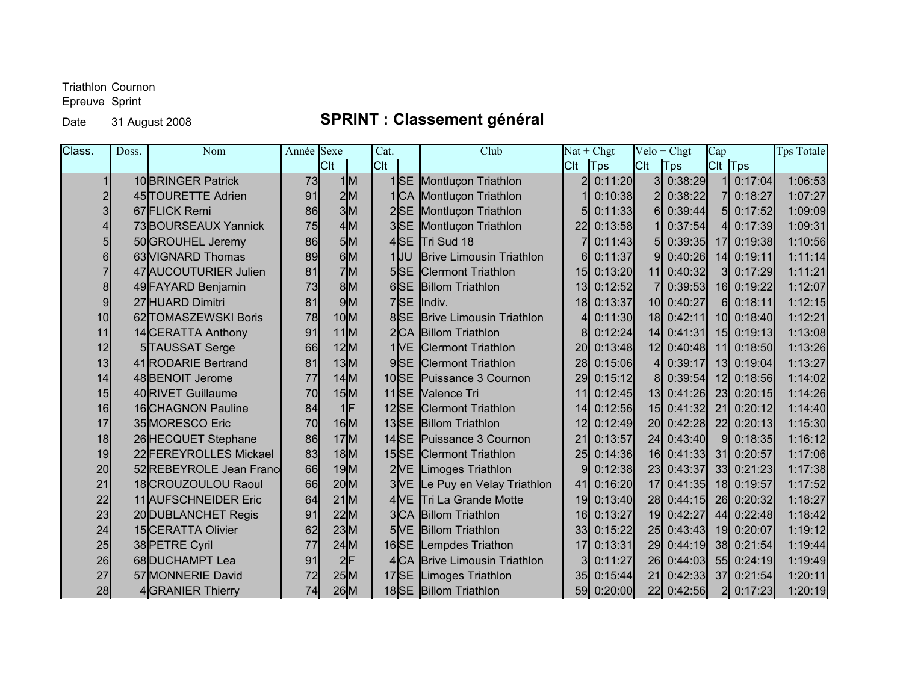Triathlon Cournon
Epreuve Sprint
Date 31 August 2008

# SPRINT : Classement général

| Class. | Doss. | Nom | Année | Sexe | | Cat. | | Club | Nat + Chgt | | Velo + Chgt | | Cap | | Tps Totale |
|---|---|---|---|---|---|---|---|---|---|---|---|---|---|---|---|
| | | | | Clt | | Clt | | | Clt | Tps | Clt | Tps | Clt | Tps | |
| 1 | 10 | BRINGER Patrick | 73 | 1 | M | 1 | SE | Montluçon Triathlon | 2 | 0:11:20 | 3 | 0:38:29 | 1 | 0:17:04 | 1:06:53 |
| 2 | 45 | TOURETTE Adrien | 91 | 2 | M | 1 | CA | Montluçon Triathlon | 1 | 0:10:38 | 2 | 0:38:22 | 7 | 0:18:27 | 1:07:27 |
| 3 | 67 | FLICK Remi | 86 | 3 | M | 2 | SE | Montluçon Triathlon | 5 | 0:11:33 | 6 | 0:39:44 | 5 | 0:17:52 | 1:09:09 |
| 4 | 73 | BOURSEAUX Yannick | 75 | 4 | M | 3 | SE | Montluçon Triathlon | 22 | 0:13:58 | 1 | 0:37:54 | 4 | 0:17:39 | 1:09:31 |
| 5 | 50 | GROUHEL Jeremy | 86 | 5 | M | 4 | SE | Tri Sud 18 | 7 | 0:11:43 | 5 | 0:39:35 | 17 | 0:19:38 | 1:10:56 |
| 6 | 63 | VIGNARD Thomas | 89 | 6 | M | 1 | JU | Brive Limousin Triathlon | 6 | 0:11:37 | 9 | 0:40:26 | 14 | 0:19:11 | 1:11:14 |
| 7 | 47 | AUCOUTURIER Julien | 81 | 7 | M | 5 | SE | Clermont Triathlon | 15 | 0:13:20 | 11 | 0:40:32 | 3 | 0:17:29 | 1:11:21 |
| 8 | 49 | FAYARD Benjamin | 73 | 8 | M | 6 | SE | Billom Triathlon | 13 | 0:12:52 | 7 | 0:39:53 | 16 | 0:19:22 | 1:12:07 |
| 9 | 27 | HUARD Dimitri | 81 | 9 | M | 7 | SE | Indiv. | 18 | 0:13:37 | 10 | 0:40:27 | 6 | 0:18:11 | 1:12:15 |
| 10 | 62 | TOMASZEWSKI Boris | 78 | 10 | M | 8 | SE | Brive Limousin Triathlon | 4 | 0:11:30 | 18 | 0:42:11 | 10 | 0:18:40 | 1:12:21 |
| 11 | 14 | CERATTA Anthony | 91 | 11 | M | 2 | CA | Billom Triathlon | 8 | 0:12:24 | 14 | 0:41:31 | 15 | 0:19:13 | 1:13:08 |
| 12 | 5 | TAUSSAT Serge | 66 | 12 | M | 1 | VE | Clermont Triathlon | 20 | 0:13:48 | 12 | 0:40:48 | 11 | 0:18:50 | 1:13:26 |
| 13 | 41 | RODARIE Bertrand | 81 | 13 | M | 9 | SE | Clermont Triathlon | 28 | 0:15:06 | 4 | 0:39:17 | 13 | 0:19:04 | 1:13:27 |
| 14 | 48 | BENOIT Jerome | 77 | 14 | M | 10 | SE | Puissance 3 Cournon | 29 | 0:15:12 | 8 | 0:39:54 | 12 | 0:18:56 | 1:14:02 |
| 15 | 40 | RIVET Guillaume | 70 | 15 | M | 11 | SE | Valence Tri | 11 | 0:12:45 | 13 | 0:41:26 | 23 | 0:20:15 | 1:14:26 |
| 16 | 16 | CHAGNON Pauline | 84 | 1 | F | 12 | SE | Clermont Triathlon | 14 | 0:12:56 | 15 | 0:41:32 | 21 | 0:20:12 | 1:14:40 |
| 17 | 35 | MORESCO Eric | 70 | 16 | M | 13 | SE | Billom Triathlon | 12 | 0:12:49 | 20 | 0:42:28 | 22 | 0:20:13 | 1:15:30 |
| 18 | 26 | HECQUET Stephane | 86 | 17 | M | 14 | SE | Puissance 3 Cournon | 21 | 0:13:57 | 24 | 0:43:40 | 9 | 0:18:35 | 1:16:12 |
| 19 | 22 | FEREYROLLES Mickael | 83 | 18 | M | 15 | SE | Clermont Triathlon | 25 | 0:14:36 | 16 | 0:41:33 | 31 | 0:20:57 | 1:17:06 |
| 20 | 52 | REBEYROLE Jean Franc | 66 | 19 | M | 2 | VE | Limoges Triathlon | 9 | 0:12:38 | 23 | 0:43:37 | 33 | 0:21:23 | 1:17:38 |
| 21 | 18 | CROUZOULOU Raoul | 66 | 20 | M | 3 | VE | Le Puy en Velay Triathlon | 41 | 0:16:20 | 17 | 0:41:35 | 18 | 0:19:57 | 1:17:52 |
| 22 | 11 | AUFSCHNEIDER Eric | 64 | 21 | M | 4 | VE | Tri La Grande Motte | 19 | 0:13:40 | 28 | 0:44:15 | 26 | 0:20:32 | 1:18:27 |
| 23 | 20 | DUBLANCHET Regis | 91 | 22 | M | 3 | CA | Billom Triathlon | 16 | 0:13:27 | 19 | 0:42:27 | 44 | 0:22:48 | 1:18:42 |
| 24 | 15 | CERATTA Olivier | 62 | 23 | M | 5 | VE | Billom Triathlon | 33 | 0:15:22 | 25 | 0:43:43 | 19 | 0:20:07 | 1:19:12 |
| 25 | 38 | PETRE Cyril | 77 | 24 | M | 16 | SE | Lempdes Triathon | 17 | 0:13:31 | 29 | 0:44:19 | 38 | 0:21:54 | 1:19:44 |
| 26 | 68 | DUCHAMPT Lea | 91 | 2 | F | 4 | CA | Brive Limousin Triathlon | 3 | 0:11:27 | 26 | 0:44:03 | 55 | 0:24:19 | 1:19:49 |
| 27 | 57 | MONNERIE David | 72 | 25 | M | 17 | SE | Limoges Triathlon | 35 | 0:15:44 | 21 | 0:42:33 | 37 | 0:21:54 | 1:20:11 |
| 28 | 4 | GRANIER Thierry | 74 | 26 | M | 18 | SE | Billom Triathlon | 59 | 0:20:00 | 22 | 0:42:56 | 2 | 0:17:23 | 1:20:19 |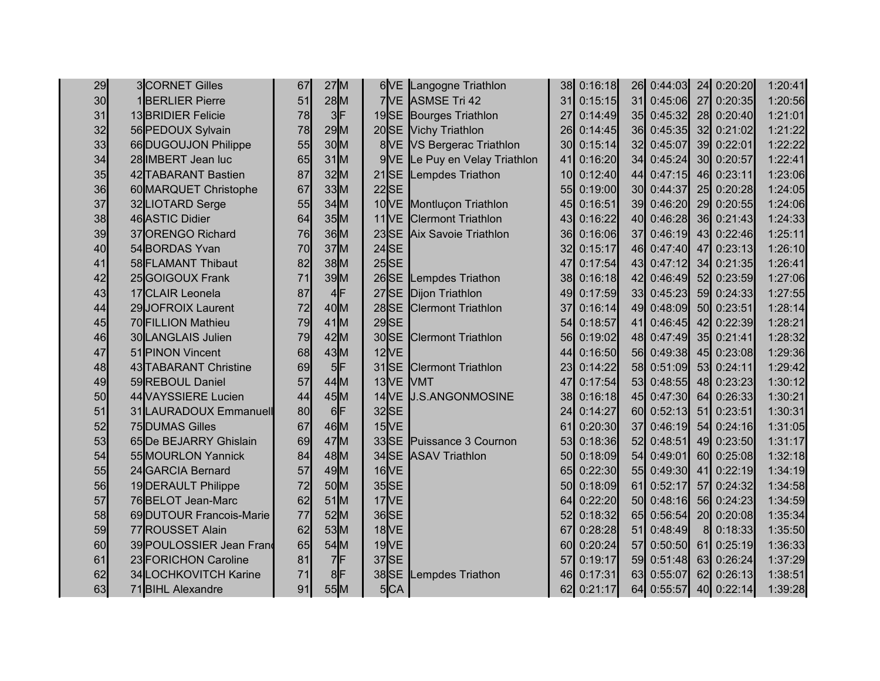| | | | | | | | | | | | | | | | |
|---|---|---|---|---|---|---|---|---|---|---|---|---|---|---|---|
| 29 | 3 | CORNET Gilles | 67 | 27 | M | 6 | VE | Langogne Triathlon | 38 | 0:16:18 | 26 | 0:44:03 | 24 | 0:20:20 | 1:20:41 |
| 30 | 1 | BERLIER Pierre | 51 | 28 | M | 7 | VE | ASMSE Tri 42 | 31 | 0:15:15 | 31 | 0:45:06 | 27 | 0:20:35 | 1:20:56 |
| 31 | 13 | BRIDIER Felicie | 78 | 3 | F | 19 | SE | Bourges Triathlon | 27 | 0:14:49 | 35 | 0:45:32 | 28 | 0:20:40 | 1:21:01 |
| 32 | 56 | PEDOUX Sylvain | 78 | 29 | M | 20 | SE | Vichy Triathlon | 26 | 0:14:45 | 36 | 0:45:35 | 32 | 0:21:02 | 1:21:22 |
| 33 | 66 | DUGOUJON Philippe | 55 | 30 | M | 8 | VE | VS Bergerac Triathlon | 30 | 0:15:14 | 32 | 0:45:07 | 39 | 0:22:01 | 1:22:22 |
| 34 | 28 | IMBERT Jean luc | 65 | 31 | M | 9 | VE | Le Puy en Velay Triathlon | 41 | 0:16:20 | 34 | 0:45:24 | 30 | 0:20:57 | 1:22:41 |
| 35 | 42 | TABARANT Bastien | 87 | 32 | M | 21 | SE | Lempdes Triathon | 10 | 0:12:40 | 44 | 0:47:15 | 46 | 0:23:11 | 1:23:06 |
| 36 | 60 | MARQUET Christophe | 67 | 33 | M | 22 | SE | | 55 | 0:19:00 | 30 | 0:44:37 | 25 | 0:20:28 | 1:24:05 |
| 37 | 32 | LIOTARD Serge | 55 | 34 | M | 10 | VE | Montluçon Triathlon | 45 | 0:16:51 | 39 | 0:46:20 | 29 | 0:20:55 | 1:24:06 |
| 38 | 46 | ASTIC Didier | 64 | 35 | M | 11 | VE | Clermont Triathlon | 43 | 0:16:22 | 40 | 0:46:28 | 36 | 0:21:43 | 1:24:33 |
| 39 | 37 | ORENGO Richard | 76 | 36 | M | 23 | SE | Aix Savoie Triathlon | 36 | 0:16:06 | 37 | 0:46:19 | 43 | 0:22:46 | 1:25:11 |
| 40 | 54 | BORDAS Yvan | 70 | 37 | M | 24 | SE | | 32 | 0:15:17 | 46 | 0:47:40 | 47 | 0:23:13 | 1:26:10 |
| 41 | 58 | FLAMANT Thibaut | 82 | 38 | M | 25 | SE | | 47 | 0:17:54 | 43 | 0:47:12 | 34 | 0:21:35 | 1:26:41 |
| 42 | 25 | GOIGOUX Frank | 71 | 39 | M | 26 | SE | Lempdes Triathon | 38 | 0:16:18 | 42 | 0:46:49 | 52 | 0:23:59 | 1:27:06 |
| 43 | 17 | CLAIR Leonela | 87 | 4 | F | 27 | SE | Dijon Triathlon | 49 | 0:17:59 | 33 | 0:45:23 | 59 | 0:24:33 | 1:27:55 |
| 44 | 29 | JOFROIX Laurent | 72 | 40 | M | 28 | SE | Clermont Triathlon | 37 | 0:16:14 | 49 | 0:48:09 | 50 | 0:23:51 | 1:28:14 |
| 45 | 70 | FILLION Mathieu | 79 | 41 | M | 29 | SE | | 54 | 0:18:57 | 41 | 0:46:45 | 42 | 0:22:39 | 1:28:21 |
| 46 | 30 | LANGLAIS Julien | 79 | 42 | M | 30 | SE | Clermont Triathlon | 56 | 0:19:02 | 48 | 0:47:49 | 35 | 0:21:41 | 1:28:32 |
| 47 | 51 | PINON Vincent | 68 | 43 | M | 12 | VE | | 44 | 0:16:50 | 56 | 0:49:38 | 45 | 0:23:08 | 1:29:36 |
| 48 | 43 | TABARANT Christine | 69 | 5 | F | 31 | SE | Clermont Triathlon | 23 | 0:14:22 | 58 | 0:51:09 | 53 | 0:24:11 | 1:29:42 |
| 49 | 59 | REBOUL Daniel | 57 | 44 | M | 13 | VE | VMT | 47 | 0:17:54 | 53 | 0:48:55 | 48 | 0:23:23 | 1:30:12 |
| 50 | 44 | VAYSSIERE Lucien | 44 | 45 | M | 14 | VE | J.S.ANGONMOSINE | 38 | 0:16:18 | 45 | 0:47:30 | 64 | 0:26:33 | 1:30:21 |
| 51 | 31 | LAURADOUX Emmanuell | 80 | 6 | F | 32 | SE | | 24 | 0:14:27 | 60 | 0:52:13 | 51 | 0:23:51 | 1:30:31 |
| 52 | 75 | DUMAS Gilles | 67 | 46 | M | 15 | VE | | 61 | 0:20:30 | 37 | 0:46:19 | 54 | 0:24:16 | 1:31:05 |
| 53 | 65 | De BEJARRY Ghislain | 69 | 47 | M | 33 | SE | Puissance 3 Cournon | 53 | 0:18:36 | 52 | 0:48:51 | 49 | 0:23:50 | 1:31:17 |
| 54 | 55 | MOURLON Yannick | 84 | 48 | M | 34 | SE | ASAV Triathlon | 50 | 0:18:09 | 54 | 0:49:01 | 60 | 0:25:08 | 1:32:18 |
| 55 | 24 | GARCIA Bernard | 57 | 49 | M | 16 | VE | | 65 | 0:22:30 | 55 | 0:49:30 | 41 | 0:22:19 | 1:34:19 |
| 56 | 19 | DERAULT Philippe | 72 | 50 | M | 35 | SE | | 50 | 0:18:09 | 61 | 0:52:17 | 57 | 0:24:32 | 1:34:58 |
| 57 | 76 | BELOT Jean-Marc | 62 | 51 | M | 17 | VE | | 64 | 0:22:20 | 50 | 0:48:16 | 56 | 0:24:23 | 1:34:59 |
| 58 | 69 | DUTOUR Francois-Marie | 77 | 52 | M | 36 | SE | | 52 | 0:18:32 | 65 | 0:56:54 | 20 | 0:20:08 | 1:35:34 |
| 59 | 77 | ROUSSET Alain | 62 | 53 | M | 18 | VE | | 67 | 0:28:28 | 51 | 0:48:49 | 8 | 0:18:33 | 1:35:50 |
| 60 | 39 | POULOSSIER Jean Franc | 65 | 54 | M | 19 | VE | | 60 | 0:20:24 | 57 | 0:50:50 | 61 | 0:25:19 | 1:36:33 |
| 61 | 23 | FORICHON Caroline | 81 | 7 | F | 37 | SE | | 57 | 0:19:17 | 59 | 0:51:48 | 63 | 0:26:24 | 1:37:29 |
| 62 | 34 | LOCHKOVITCH Karine | 71 | 8 | F | 38 | SE | Lempdes Triathon | 46 | 0:17:31 | 63 | 0:55:07 | 62 | 0:26:13 | 1:38:51 |
| 63 | 71 | BIHL Alexandre | 91 | 55 | M | 5 | CA | | 62 | 0:21:17 | 64 | 0:55:57 | 40 | 0:22:14 | 1:39:28 |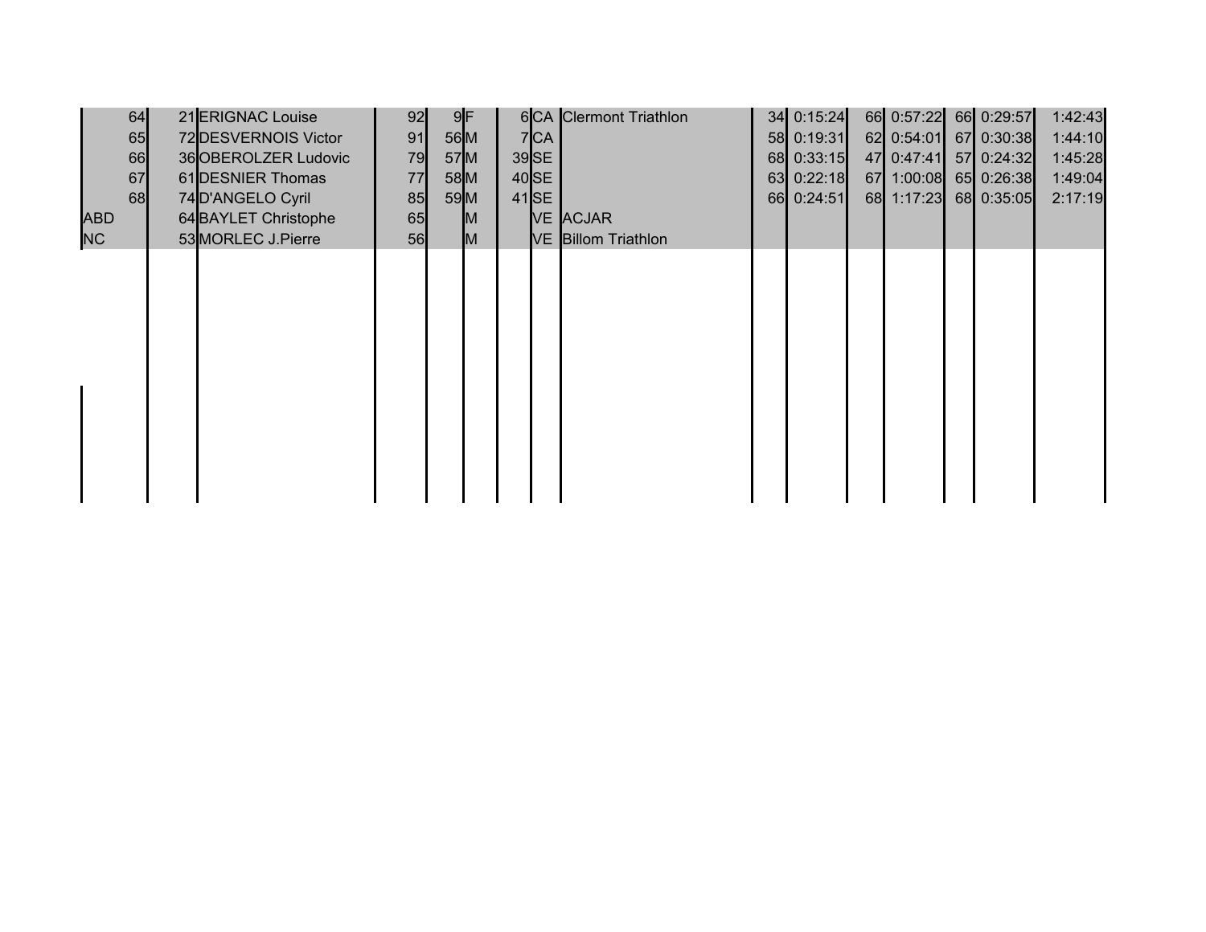| | | | | | | | | | | | | | | | | |
|---|---|---|---|---|---|---|---|---|---|---|---|---|---|---|---|---|
| | 64 | 21 | ERIGNAC Louise | 92 | 9 | F | 6 | CA | Clermont Triathlon | 34 | 0:15:24 | 66 | 0:57:22 | 66 | 0:29:57 | 1:42:43 |
| | 65 | 72 | DESVERNOIS Victor | 91 | 56 | M | 7 | CA | | 58 | 0:19:31 | 62 | 0:54:01 | 67 | 0:30:38 | 1:44:10 |
| | 66 | 36 | OBEROLZER Ludovic | 79 | 57 | M | 39 | SE | | 68 | 0:33:15 | 47 | 0:47:41 | 57 | 0:24:32 | 1:45:28 |
| | 67 | 61 | DESNIER Thomas | 77 | 58 | M | 40 | SE | | 63 | 0:22:18 | 67 | 1:00:08 | 65 | 0:26:38 | 1:49:04 |
| | 68 | 74 | D'ANGELO Cyril | 85 | 59 | M | 41 | SE | | 66 | 0:24:51 | 68 | 1:17:23 | 68 | 0:35:05 | 2:17:19 |
| ABD | | 64 | BAYLET Christophe | 65 | | M | | VE | ACJAR | | | | | | | |
| NC | | 53 | MORLEC J.Pierre | 56 | | M | | VE | Billom Triathlon | | | | | | | |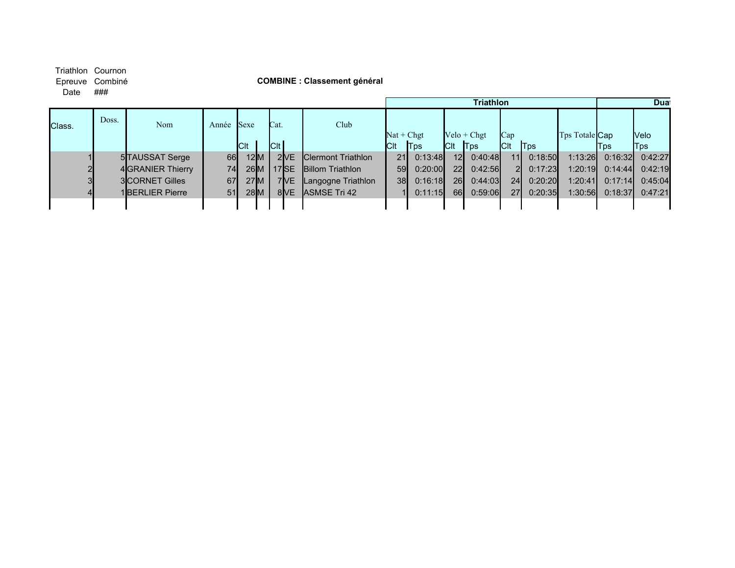Triathlon Cournon
Epreuve Combiné
Date ###

**COMBINE : Classement général**

| Class. | Doss. | Nom | Année | Sexe | | Cat. | | Club | Triathlon | | | | | | | Duat | |
|---|---|---|---|---|---|---|---|---|---|---|---|---|---|---|---|---|---|
| | | | | | | | | | Nat + Chgt | | Velo + Chgt | | Cap | | Tps Totale | Cap | Velo |
| | | | | Clt | | Clt | | | Clt | Tps | Clt | Tps | Clt | Tps | | Tps | Tps |
| 1 | 5 | TAUSSAT Serge | 66 | 12 | M | 2 | VE | Clermont Triathlon | 21 | 0:13:48 | 12 | 0:40:48 | 11 | 0:18:50 | 1:13:26 | 0:16:32 | 0:42:27 |
| 2 | 4 | GRANIER Thierry | 74 | 26 | M | 17 | SE | Billom Triathlon | 59 | 0:20:00 | 22 | 0:42:56 | 2 | 0:17:23 | 1:20:19 | 0:14:44 | 0:42:19 |
| 3 | 3 | CORNET Gilles | 67 | 27 | M | 7 | VE | Langogne Triathlon | 38 | 0:16:18 | 26 | 0:44:03 | 24 | 0:20:20 | 1:20:41 | 0:17:14 | 0:45:04 |
| 4 | 1 | BERLIER Pierre | 51 | 28 | M | 8 | VE | ASMSE Tri 42 | 1 | 0:11:15 | 66 | 0:59:06 | 27 | 0:20:35 | 1:30:56 | 0:18:37 | 0:47:21 |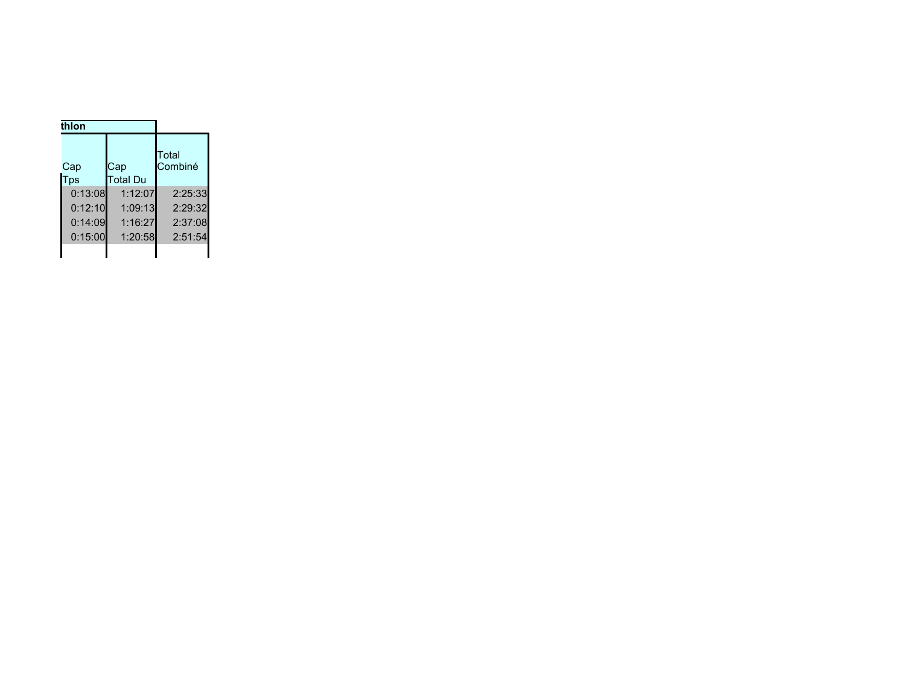| thlon | | |
|---|---|---|
| Cap Tps | Cap Total Du | Total Combiné |
| 0:13:08 | 1:12:07 | 2:25:33 |
| 0:12:10 | 1:09:13 | 2:29:32 |
| 0:14:09 | 1:16:27 | 2:37:08 |
| 0:15:00 | 1:20:58 | 2:51:54 |